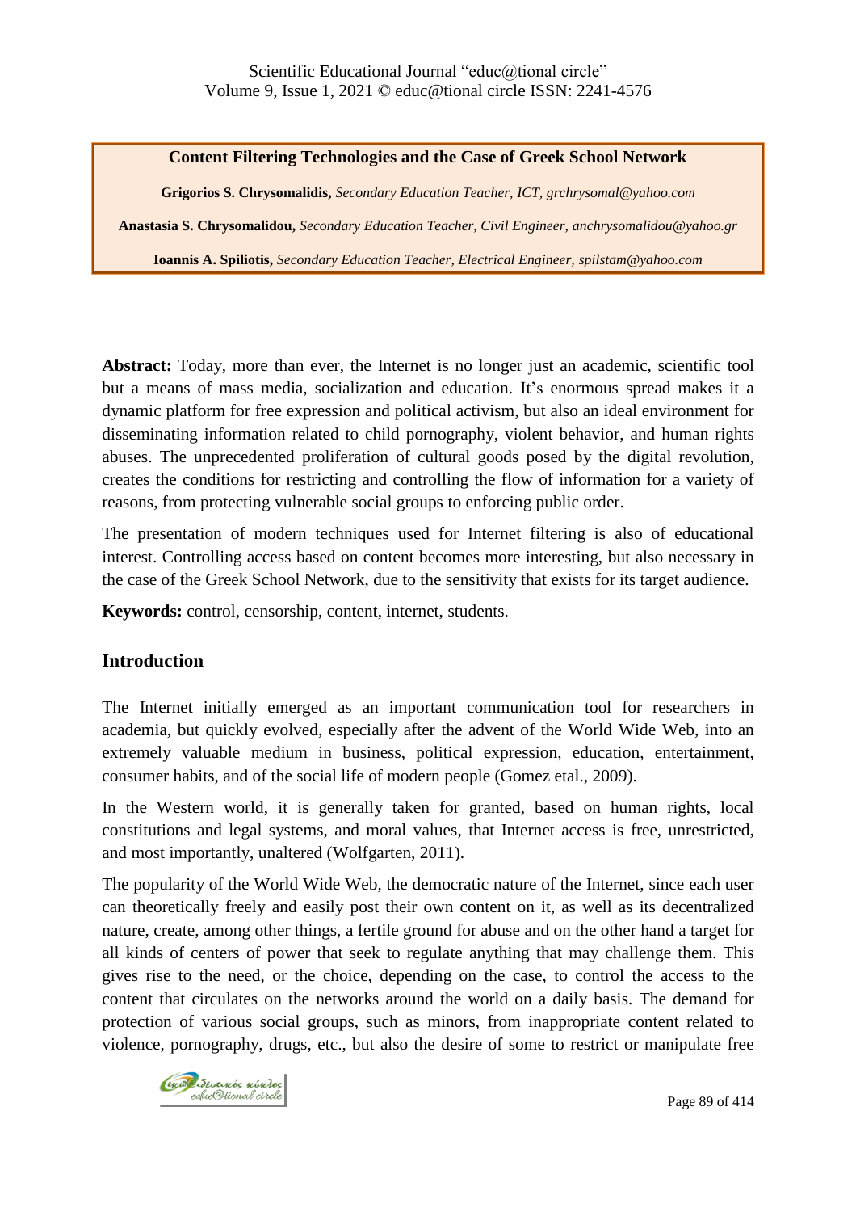# Content Filtering Technologies and the Case of Greek School Network

**Grigorios S. Chrysomalidis,** *Secondary Education Teacher, ICT, grchrysomal@yahoo.com*

**Anastasia S. Chrysomalidou,** *Secondary Education Teacher, Civil Engineer, anchrysomalidou@yahoo.gr*

**Ioannis A. Spiliotis,** *Secondary Education Teacher, Electrical Engineer, spilstam@yahoo.com*

**Abstract:** Today, more than ever, the Internet is no longer just an academic, scientific tool but a means of mass media, socialization and education. It's enormous spread makes it a dynamic platform for free expression and political activism, but also an ideal environment for disseminating information related to child pornography, violent behavior, and human rights abuses. The unprecedented proliferation of cultural goods posed by the digital revolution, creates the conditions for restricting and controlling the flow of information for a variety of reasons, from protecting vulnerable social groups to enforcing public order.

The presentation of modern techniques used for Internet filtering is also of educational interest. Controlling access based on content becomes more interesting, but also necessary in the case of the Greek School Network, due to the sensitivity that exists for its target audience.

**Keywords:** control, censorship, content, internet, students.

## Introduction

The Internet initially emerged as an important communication tool for researchers in academia, but quickly evolved, especially after the advent of the World Wide Web, into an extremely valuable medium in business, political expression, education, entertainment, consumer habits, and of the social life of modern people (Gomez etal., 2009).

In the Western world, it is generally taken for granted, based on human rights, local constitutions and legal systems, and moral values, that Internet access is free, unrestricted, and most importantly, unaltered (Wolfgarten, 2011).

The popularity of the World Wide Web, the democratic nature of the Internet, since each user can theoretically freely and easily post their own content on it, as well as its decentralized nature, create, among other things, a fertile ground for abuse and on the other hand a target for all kinds of centers of power that seek to regulate anything that may challenge them. This gives rise to the need, or the choice, depending on the case, to control the access to the content that circulates on the networks around the world on a daily basis. The demand for protection of various social groups, such as minors, from inappropriate content related to violence, pornography, drugs, etc., but also the desire of some to restrict or manipulate free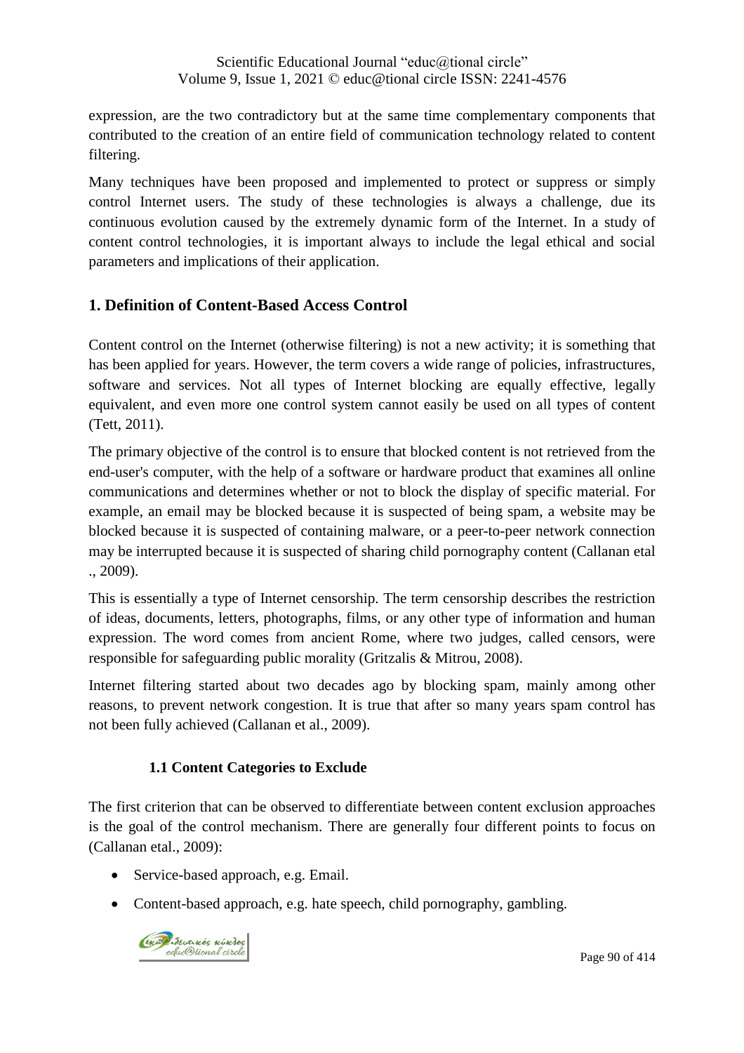expression, are the two contradictory but at the same time complementary components that contributed to the creation of an entire field of communication technology related to content filtering.

Many techniques have been proposed and implemented to protect or suppress or simply control Internet users. The study of these technologies is always a challenge, due its continuous evolution caused by the extremely dynamic form of the Internet. In a study of content control technologies, it is important always to include the legal ethical and social parameters and implications of their application.

## 1. Definition of Content-Based Access Control

Content control on the Internet (otherwise filtering) is not a new activity; it is something that has been applied for years. However, the term covers a wide range of policies, infrastructures, software and services. Not all types of Internet blocking are equally effective, legally equivalent, and even more one control system cannot easily be used on all types of content (Tett, 2011).

The primary objective of the control is to ensure that blocked content is not retrieved from the end-user's computer, with the help of a software or hardware product that examines all online communications and determines whether or not to block the display of specific material. For example, an email may be blocked because it is suspected of being spam, a website may be blocked because it is suspected of containing malware, or a peer-to-peer network connection may be interrupted because it is suspected of sharing child pornography content (Callanan etal ., 2009).

This is essentially a type of Internet censorship. The term censorship describes the restriction of ideas, documents, letters, photographs, films, or any other type of information and human expression. The word comes from ancient Rome, where two judges, called censors, were responsible for safeguarding public morality (Gritzalis & Mitrou, 2008).

Internet filtering started about two decades ago by blocking spam, mainly among other reasons, to prevent network congestion. It is true that after so many years spam control has not been fully achieved (Callanan et al., 2009).

### 1.1 Content Categories to Exclude

The first criterion that can be observed to differentiate between content exclusion approaches is the goal of the control mechanism. There are generally four different points to focus on (Callanan etal., 2009):

- Service-based approach, e.g. Email.
- Content-based approach, e.g. hate speech, child pornography, gambling.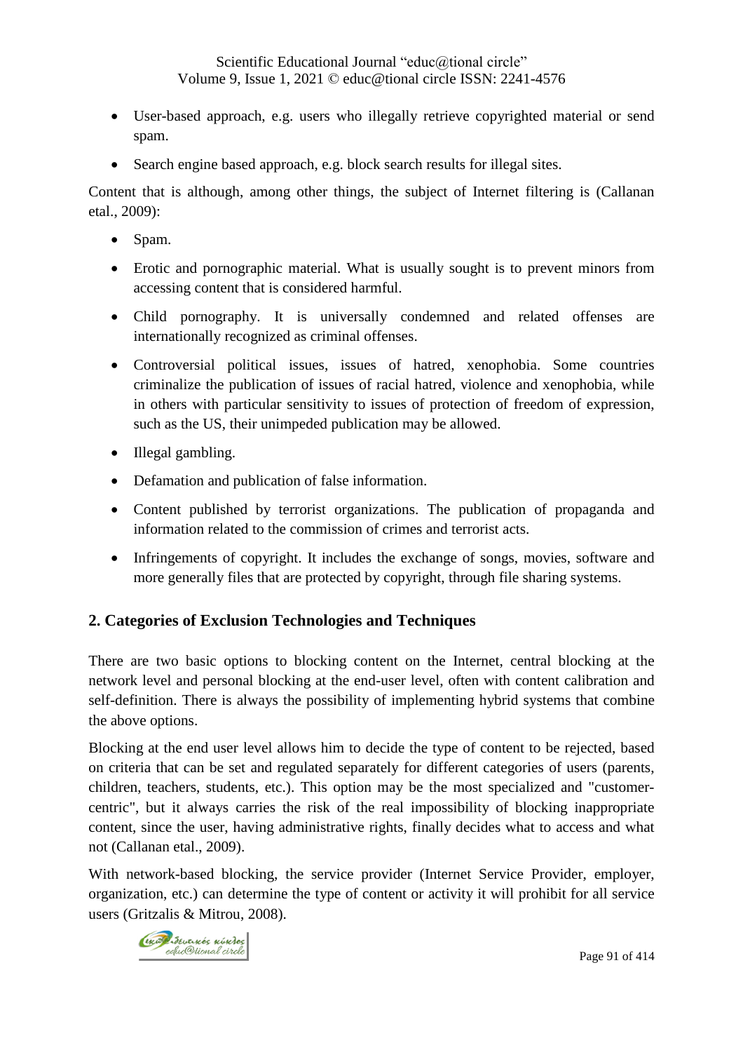- User-based approach, e.g. users who illegally retrieve copyrighted material or send spam.
- Search engine based approach, e.g. block search results for illegal sites.

Content that is although, among other things, the subject of Internet filtering is (Callanan etal., 2009):

- Spam.
- Erotic and pornographic material. What is usually sought is to prevent minors from accessing content that is considered harmful.
- Child pornography. It is universally condemned and related offenses are internationally recognized as criminal offenses.
- Controversial political issues, issues of hatred, xenophobia. Some countries criminalize the publication of issues of racial hatred, violence and xenophobia, while in others with particular sensitivity to issues of protection of freedom of expression, such as the US, their unimpeded publication may be allowed.
- Illegal gambling.
- Defamation and publication of false information.
- Content published by terrorist organizations. The publication of propaganda and information related to the commission of crimes and terrorist acts.
- Infringements of copyright. It includes the exchange of songs, movies, software and more generally files that are protected by copyright, through file sharing systems.

## 2. Categories of Exclusion Technologies and Techniques

There are two basic options to blocking content on the Internet, central blocking at the network level and personal blocking at the end-user level, often with content calibration and self-definition. There is always the possibility of implementing hybrid systems that combine the above options.

Blocking at the end user level allows him to decide the type of content to be rejected, based on criteria that can be set and regulated separately for different categories of users (parents, children, teachers, students, etc.). This option may be the most specialized and "customer-centric", but it always carries the risk of the real impossibility of blocking inappropriate content, since the user, having administrative rights, finally decides what to access and what not (Callanan etal., 2009).

With network-based blocking, the service provider (Internet Service Provider, employer, organization, etc.) can determine the type of content or activity it will prohibit for all service users (Gritzalis & Mitrou, 2008).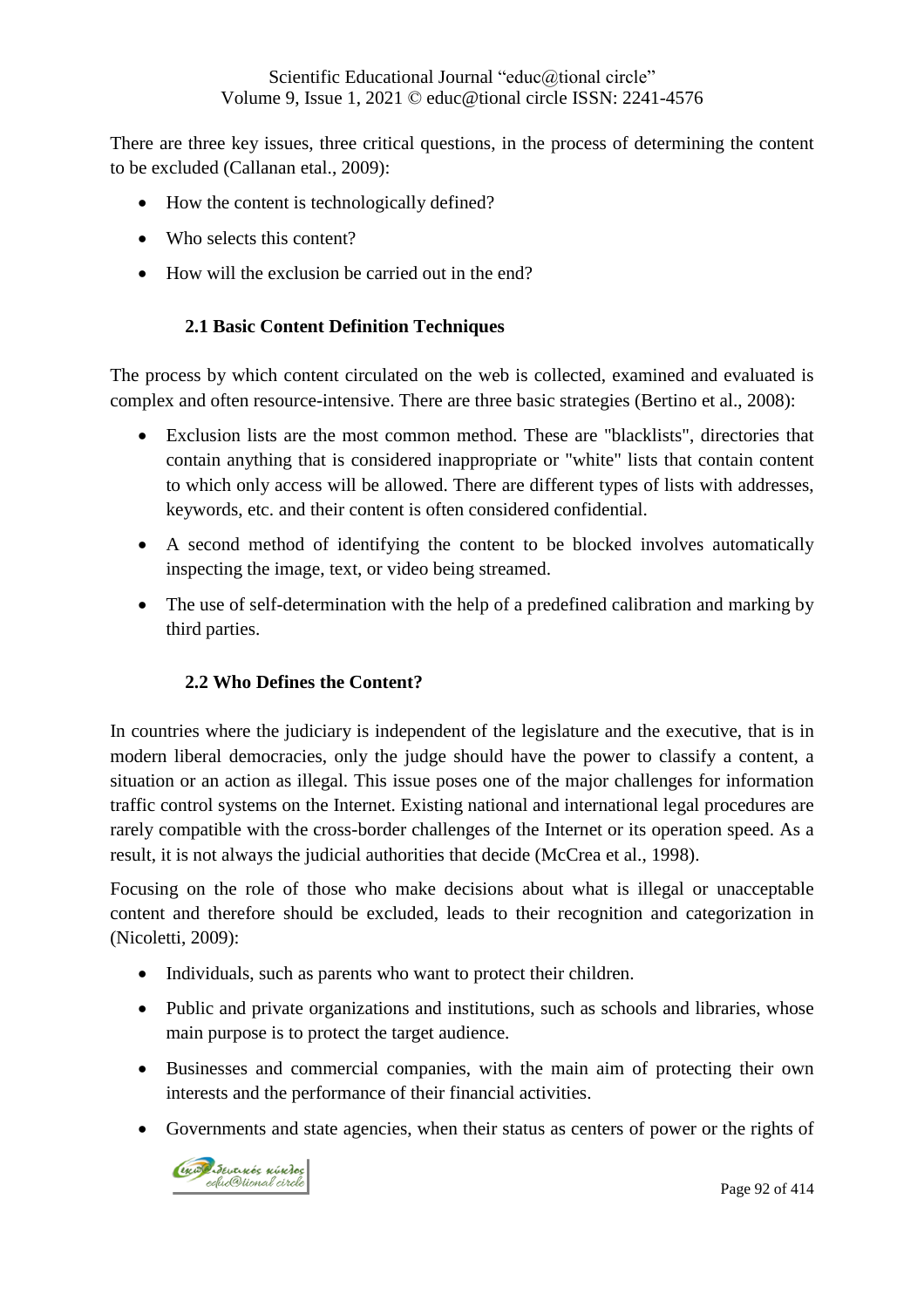There are three key issues, three critical questions, in the process of determining the content to be excluded (Callanan etal., 2009):

- How the content is technologically defined?
- Who selects this content?
- How will the exclusion be carried out in the end?

### 2.1 Basic Content Definition Techniques

The process by which content circulated on the web is collected, examined and evaluated is complex and often resource-intensive. There are three basic strategies (Bertino et al., 2008):

- Exclusion lists are the most common method. These are "blacklists", directories that contain anything that is considered inappropriate or "white" lists that contain content to which only access will be allowed. There are different types of lists with addresses, keywords, etc. and their content is often considered confidential.
- A second method of identifying the content to be blocked involves automatically inspecting the image, text, or video being streamed.
- The use of self-determination with the help of a predefined calibration and marking by third parties.

### 2.2 Who Defines the Content?

In countries where the judiciary is independent of the legislature and the executive, that is in modern liberal democracies, only the judge should have the power to classify a content, a situation or an action as illegal. This issue poses one of the major challenges for information traffic control systems on the Internet. Existing national and international legal procedures are rarely compatible with the cross-border challenges of the Internet or its operation speed. As a result, it is not always the judicial authorities that decide (McCrea et al., 1998).

Focusing on the role of those who make decisions about what is illegal or unacceptable content and therefore should be excluded, leads to their recognition and categorization in (Nicoletti, 2009):

- Individuals, such as parents who want to protect their children.
- Public and private organizations and institutions, such as schools and libraries, whose main purpose is to protect the target audience.
- Businesses and commercial companies, with the main aim of protecting their own interests and the performance of their financial activities.
- Governments and state agencies, when their status as centers of power or the rights of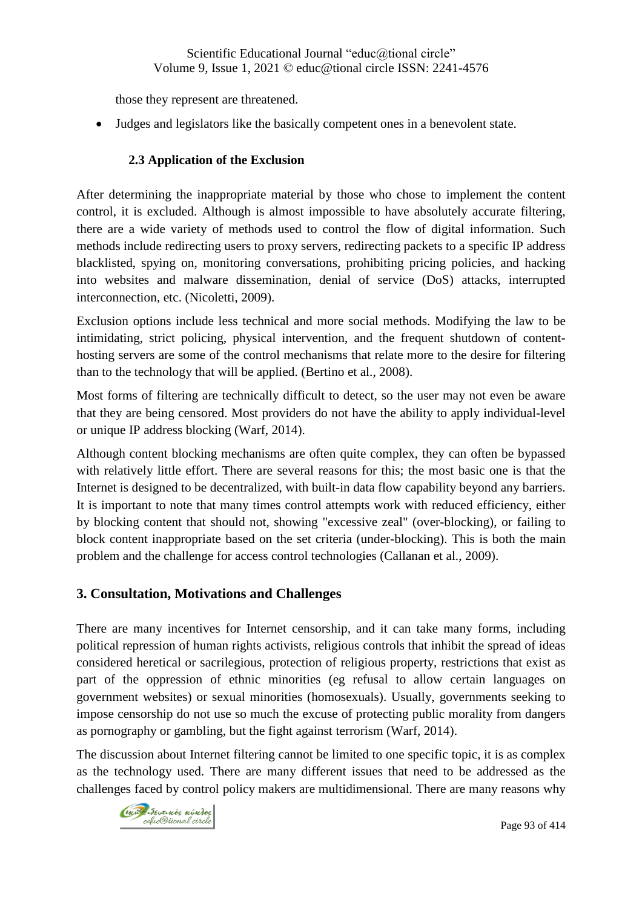those they represent are threatened.

- Judges and legislators like the basically competent ones in a benevolent state.

### 2.3 Application of the Exclusion

After determining the inappropriate material by those who chose to implement the content control, it is excluded. Although is almost impossible to have absolutely accurate filtering, there are a wide variety of methods used to control the flow of digital information. Such methods include redirecting users to proxy servers, redirecting packets to a specific IP address blacklisted, spying on, monitoring conversations, prohibiting pricing policies, and hacking into websites and malware dissemination, denial of service (DoS) attacks, interrupted interconnection, etc. (Nicoletti, 2009).

Exclusion options include less technical and more social methods. Modifying the law to be intimidating, strict policing, physical intervention, and the frequent shutdown of content-hosting servers are some of the control mechanisms that relate more to the desire for filtering than to the technology that will be applied. (Bertino et al., 2008).

Most forms of filtering are technically difficult to detect, so the user may not even be aware that they are being censored. Most providers do not have the ability to apply individual-level or unique IP address blocking (Warf, 2014).

Although content blocking mechanisms are often quite complex, they can often be bypassed with relatively little effort. There are several reasons for this; the most basic one is that the Internet is designed to be decentralized, with built-in data flow capability beyond any barriers. It is important to note that many times control attempts work with reduced efficiency, either by blocking content that should not, showing "excessive zeal" (over-blocking), or failing to block content inappropriate based on the set criteria (under-blocking). This is both the main problem and the challenge for access control technologies (Callanan et al., 2009).

## 3. Consultation, Motivations and Challenges

There are many incentives for Internet censorship, and it can take many forms, including political repression of human rights activists, religious controls that inhibit the spread of ideas considered heretical or sacrilegious, protection of religious property, restrictions that exist as part of the oppression of ethnic minorities (eg refusal to allow certain languages on government websites) or sexual minorities (homosexuals). Usually, governments seeking to impose censorship do not use so much the excuse of protecting public morality from dangers as pornography or gambling, but the fight against terrorism (Warf, 2014).

The discussion about Internet filtering cannot be limited to one specific topic, it is as complex as the technology used. There are many different issues that need to be addressed as the challenges faced by control policy makers are multidimensional. There are many reasons why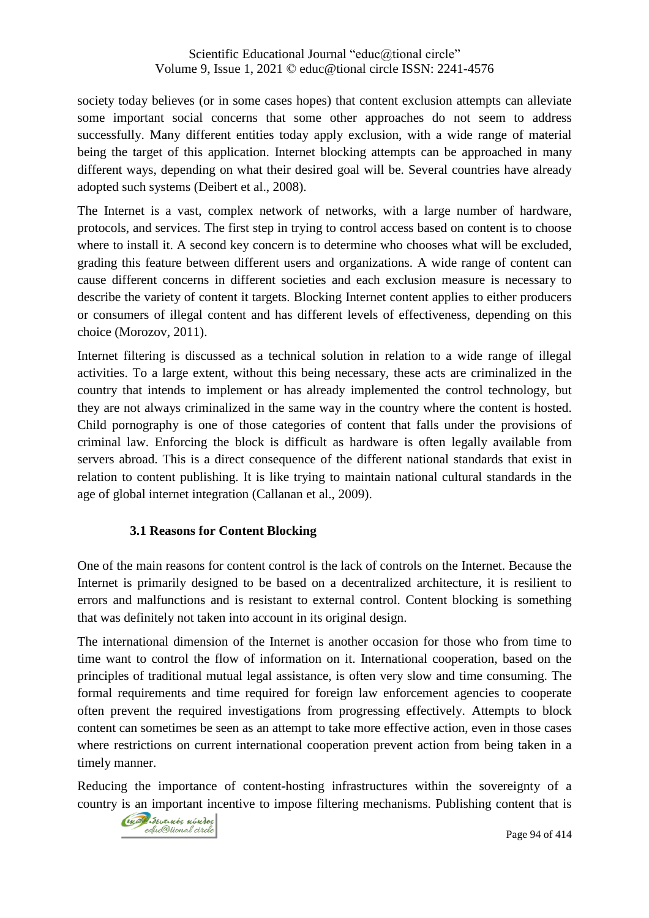society today believes (or in some cases hopes) that content exclusion attempts can alleviate some important social concerns that some other approaches do not seem to address successfully. Many different entities today apply exclusion, with a wide range of material being the target of this application. Internet blocking attempts can be approached in many different ways, depending on what their desired goal will be. Several countries have already adopted such systems (Deibert et al., 2008).

The Internet is a vast, complex network of networks, with a large number of hardware, protocols, and services. The first step in trying to control access based on content is to choose where to install it. A second key concern is to determine who chooses what will be excluded, grading this feature between different users and organizations. A wide range of content can cause different concerns in different societies and each exclusion measure is necessary to describe the variety of content it targets. Blocking Internet content applies to either producers or consumers of illegal content and has different levels of effectiveness, depending on this choice (Morozov, 2011).

Internet filtering is discussed as a technical solution in relation to a wide range of illegal activities. To a large extent, without this being necessary, these acts are criminalized in the country that intends to implement or has already implemented the control technology, but they are not always criminalized in the same way in the country where the content is hosted. Child pornography is one of those categories of content that falls under the provisions of criminal law. Enforcing the block is difficult as hardware is often legally available from servers abroad. This is a direct consequence of the different national standards that exist in relation to content publishing. It is like trying to maintain national cultural standards in the age of global internet integration (Callanan et al., 2009).

### 3.1 Reasons for Content Blocking

One of the main reasons for content control is the lack of controls on the Internet. Because the Internet is primarily designed to be based on a decentralized architecture, it is resilient to errors and malfunctions and is resistant to external control. Content blocking is something that was definitely not taken into account in its original design.

The international dimension of the Internet is another occasion for those who from time to time want to control the flow of information on it. International cooperation, based on the principles of traditional mutual legal assistance, is often very slow and time consuming. The formal requirements and time required for foreign law enforcement agencies to cooperate often prevent the required investigations from progressing effectively. Attempts to block content can sometimes be seen as an attempt to take more effective action, even in those cases where restrictions on current international cooperation prevent action from being taken in a timely manner.

Reducing the importance of content-hosting infrastructures within the sovereignty of a country is an important incentive to impose filtering mechanisms. Publishing content that is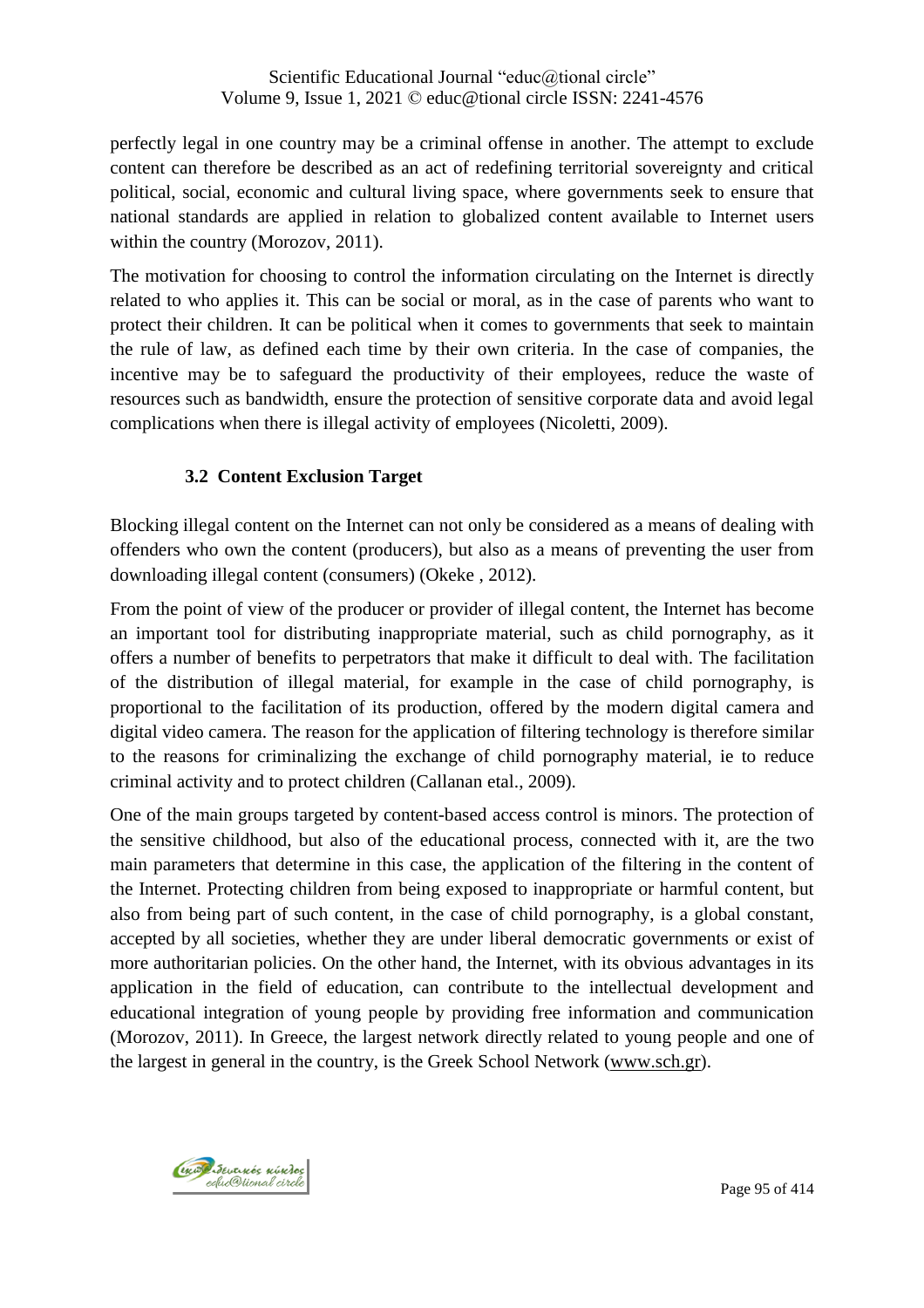perfectly legal in one country may be a criminal offense in another. The attempt to exclude content can therefore be described as an act of redefining territorial sovereignty and critical political, social, economic and cultural living space, where governments seek to ensure that national standards are applied in relation to globalized content available to Internet users within the country (Morozov, 2011).

The motivation for choosing to control the information circulating on the Internet is directly related to who applies it. This can be social or moral, as in the case of parents who want to protect their children. It can be political when it comes to governments that seek to maintain the rule of law, as defined each time by their own criteria. In the case of companies, the incentive may be to safeguard the productivity of their employees, reduce the waste of resources such as bandwidth, ensure the protection of sensitive corporate data and avoid legal complications when there is illegal activity of employees (Nicoletti, 2009).

### 3.2 Content Exclusion Target

Blocking illegal content on the Internet can not only be considered as a means of dealing with offenders who own the content (producers), but also as a means of preventing the user from downloading illegal content (consumers) (Okeke , 2012).

From the point of view of the producer or provider of illegal content, the Internet has become an important tool for distributing inappropriate material, such as child pornography, as it offers a number of benefits to perpetrators that make it difficult to deal with. The facilitation of the distribution of illegal material, for example in the case of child pornography, is proportional to the facilitation of its production, offered by the modern digital camera and digital video camera. The reason for the application of filtering technology is therefore similar to the reasons for criminalizing the exchange of child pornography material, ie to reduce criminal activity and to protect children (Callanan etal., 2009).

One of the main groups targeted by content-based access control is minors. The protection of the sensitive childhood, but also of the educational process, connected with it, are the two main parameters that determine in this case, the application of the filtering in the content of the Internet. Protecting children from being exposed to inappropriate or harmful content, but also from being part of such content, in the case of child pornography, is a global constant, accepted by all societies, whether they are under liberal democratic governments or exist of more authoritarian policies. On the other hand, the Internet, with its obvious advantages in its application in the field of education, can contribute to the intellectual development and educational integration of young people by providing free information and communication (Morozov, 2011). In Greece, the largest network directly related to young people and one of the largest in general in the country, is the Greek School Network (www.sch.gr).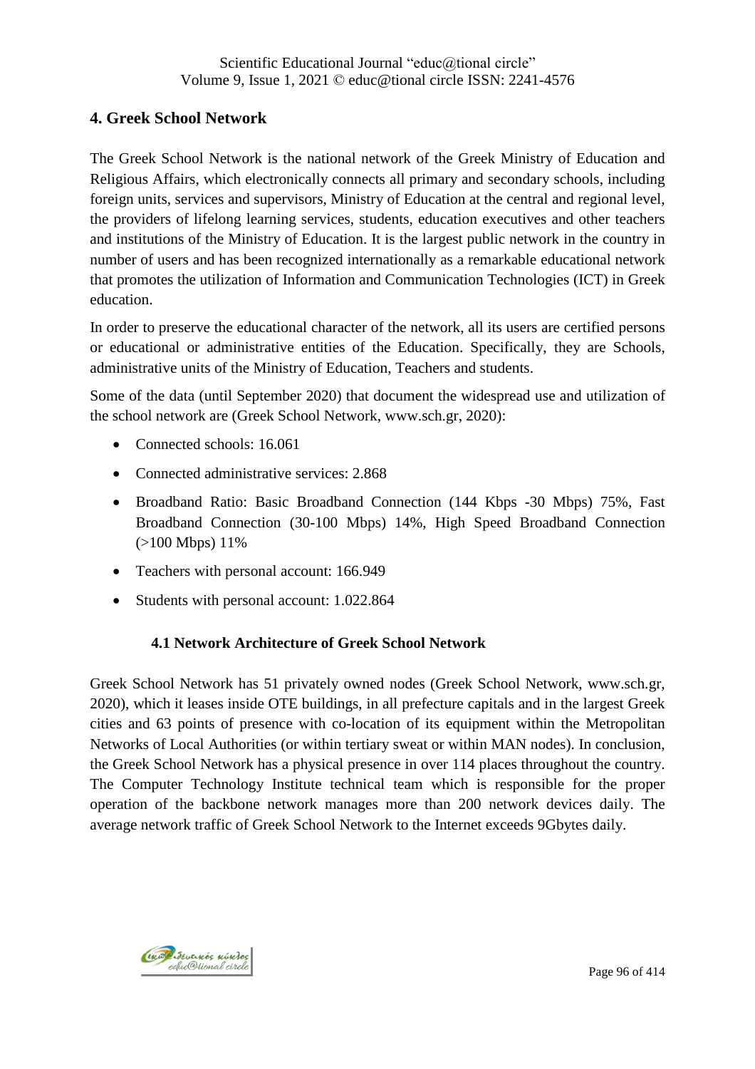## 4. Greek School Network

The Greek School Network is the national network of the Greek Ministry of Education and Religious Affairs, which electronically connects all primary and secondary schools, including foreign units, services and supervisors, Ministry of Education at the central and regional level, the providers of lifelong learning services, students, education executives and other teachers and institutions of the Ministry of Education. It is the largest public network in the country in number of users and has been recognized internationally as a remarkable educational network that promotes the utilization of Information and Communication Technologies (ICT) in Greek education.

In order to preserve the educational character of the network, all its users are certified persons or educational or administrative entities of the Education. Specifically, they are Schools, administrative units of the Ministry of Education, Teachers and students.

Some of the data (until September 2020) that document the widespread use and utilization of the school network are (Greek School Network, www.sch.gr, 2020):

- Connected schools: 16.061
- Connected administrative services: 2.868
- Broadband Ratio: Basic Broadband Connection (144 Kbps -30 Mbps) 75%, Fast Broadband Connection (30-100 Mbps) 14%, High Speed Broadband Connection (>100 Mbps) 11%
- Teachers with personal account: 166.949
- Students with personal account: 1.022.864

### 4.1 Network Architecture of Greek School Network

Greek School Network has 51 privately owned nodes (Greek School Network, www.sch.gr, 2020), which it leases inside OTE buildings, in all prefecture capitals and in the largest Greek cities and 63 points of presence with co-location of its equipment within the Metropolitan Networks of Local Authorities (or within tertiary sweat or within MAN nodes). In conclusion, the Greek School Network has a physical presence in over 114 places throughout the country. The Computer Technology Institute technical team which is responsible for the proper operation of the backbone network manages more than 200 network devices daily. The average network traffic of Greek School Network to the Internet exceeds 9Gbytes daily.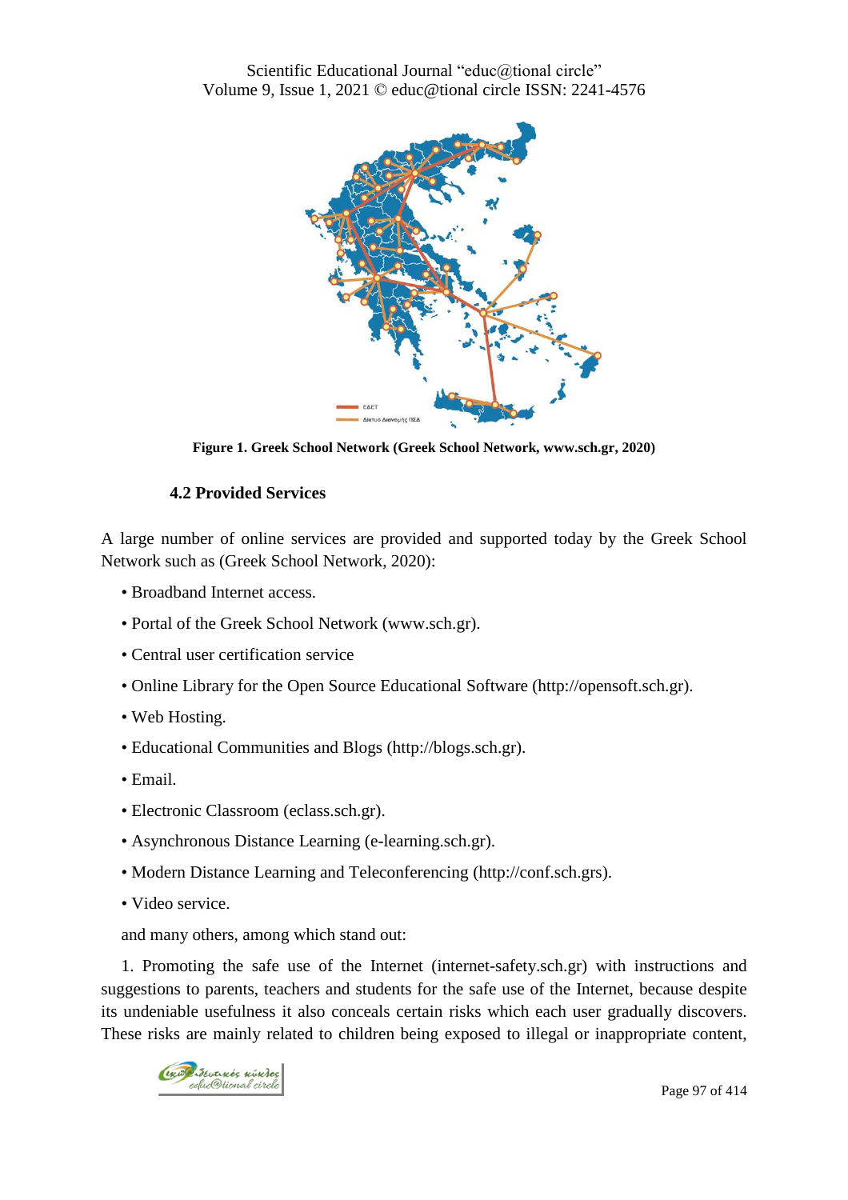**Figure 1. Greek School Network (Greek School Network, www.sch.gr, 2020)**

### 4.2 Provided Services

A large number of online services are provided and supported today by the Greek School Network such as (Greek School Network, 2020):

- Broadband Internet access.
- Portal of the Greek School Network (www.sch.gr).
- Central user certification service
- Online Library for the Open Source Educational Software (http://opensoft.sch.gr).
- Web Hosting.
- Educational Communities and Blogs (http://blogs.sch.gr).
- Email.
- Electronic Classroom (eclass.sch.gr).
- Asynchronous Distance Learning (e-learning.sch.gr).
- Modern Distance Learning and Teleconferencing (http://conf.sch.grs).
- Video service.

and many others, among which stand out:

1. Promoting the safe use of the Internet (internet-safety.sch.gr) with instructions and suggestions to parents, teachers and students for the safe use of the Internet, because despite its undeniable usefulness it also conceals certain risks which each user gradually discovers. These risks are mainly related to children being exposed to illegal or inappropriate content,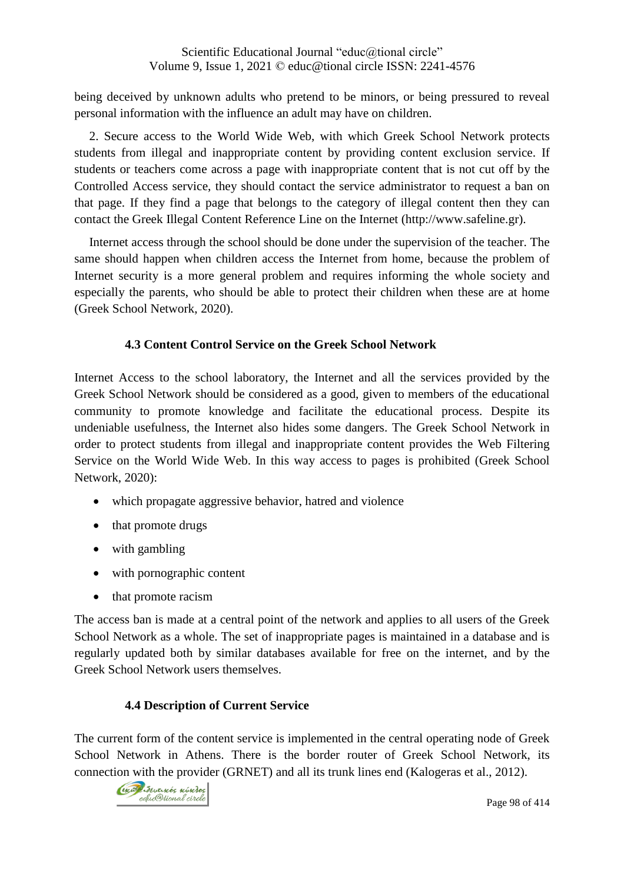being deceived by unknown adults who pretend to be minors, or being pressured to reveal personal information with the influence an adult may have on children.

2. Secure access to the World Wide Web, with which Greek School Network protects students from illegal and inappropriate content by providing content exclusion service. If students or teachers come across a page with inappropriate content that is not cut off by the Controlled Access service, they should contact the service administrator to request a ban on that page. If they find a page that belongs to the category of illegal content then they can contact the Greek Illegal Content Reference Line on the Internet (http://www.safeline.gr).

Internet access through the school should be done under the supervision of the teacher. The same should happen when children access the Internet from home, because the problem of Internet security is a more general problem and requires informing the whole society and especially the parents, who should be able to protect their children when these are at home (Greek School Network, 2020).

### 4.3 Content Control Service on the Greek School Network

Internet Access to the school laboratory, the Internet and all the services provided by the Greek School Network should be considered as a good, given to members of the educational community to promote knowledge and facilitate the educational process. Despite its undeniable usefulness, the Internet also hides some dangers. The Greek School Network in order to protect students from illegal and inappropriate content provides the Web Filtering Service on the World Wide Web. In this way access to pages is prohibited (Greek School Network, 2020):

- which propagate aggressive behavior, hatred and violence
- that promote drugs
- with gambling
- with pornographic content
- that promote racism

The access ban is made at a central point of the network and applies to all users of the Greek School Network as a whole. The set of inappropriate pages is maintained in a database and is regularly updated both by similar databases available for free on the internet, and by the Greek School Network users themselves.

### 4.4 Description of Current Service

The current form of the content service is implemented in the central operating node of Greek School Network in Athens. There is the border router of Greek School Network, its connection with the provider (GRNET) and all its trunk lines end (Kalogeras et al., 2012).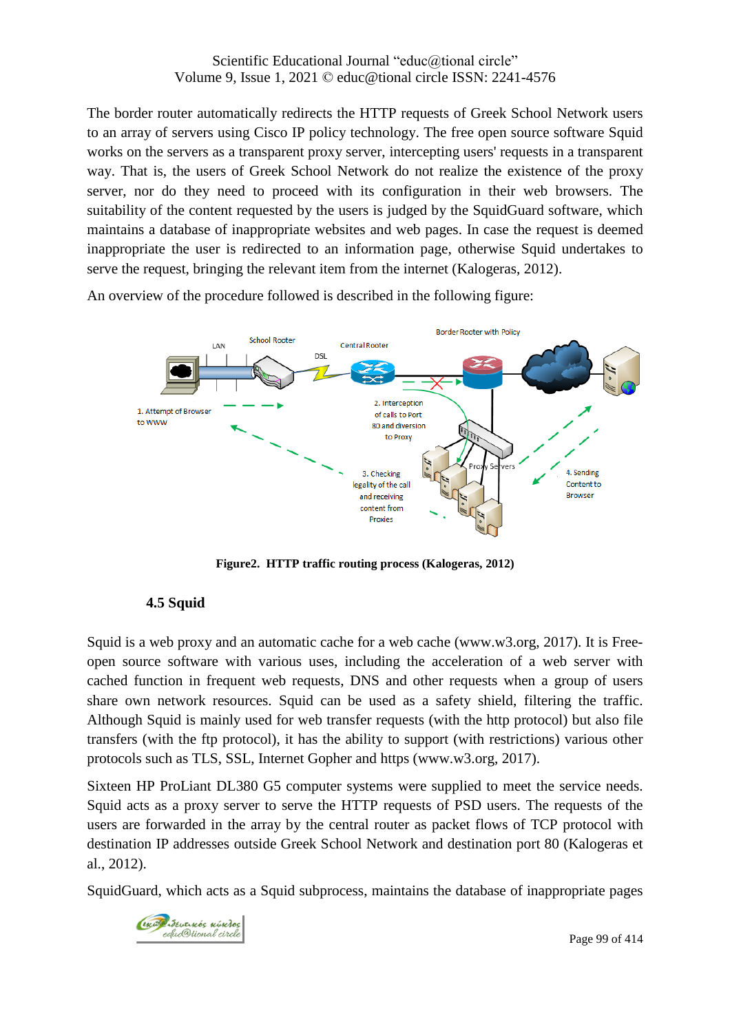The border router automatically redirects the HTTP requests of Greek School Network users to an array of servers using Cisco IP policy technology. The free open source software Squid works on the servers as a transparent proxy server, intercepting users' requests in a transparent way. That is, the users of Greek School Network do not realize the existence of the proxy server, nor do they need to proceed with its configuration in their web browsers. The suitability of the content requested by the users is judged by the SquidGuard software, which maintains a database of inappropriate websites and web pages. In case the request is deemed inappropriate the user is redirected to an information page, otherwise Squid undertakes to serve the request, bringing the relevant item from the internet (Kalogeras, 2012).

An overview of the procedure followed is described in the following figure:

**Figure2. HTTP traffic routing process (Kalogeras, 2012)**

### 4.5 Squid

Squid is a web proxy and an automatic cache for a web cache (www.w3.org, 2017). It is Free-open source software with various uses, including the acceleration of a web server with cached function in frequent web requests, DNS and other requests when a group of users share own network resources. Squid can be used as a safety shield, filtering the traffic. Although Squid is mainly used for web transfer requests (with the http protocol) but also file transfers (with the ftp protocol), it has the ability to support (with restrictions) various other protocols such as TLS, SSL, Internet Gopher and https (www.w3.org, 2017).

Sixteen HP ProLiant DL380 G5 computer systems were supplied to meet the service needs. Squid acts as a proxy server to serve the HTTP requests of PSD users. The requests of the users are forwarded in the array by the central router as packet flows of TCP protocol with destination IP addresses outside Greek School Network and destination port 80 (Kalogeras et al., 2012).

SquidGuard, which acts as a Squid subprocess, maintains the database of inappropriate pages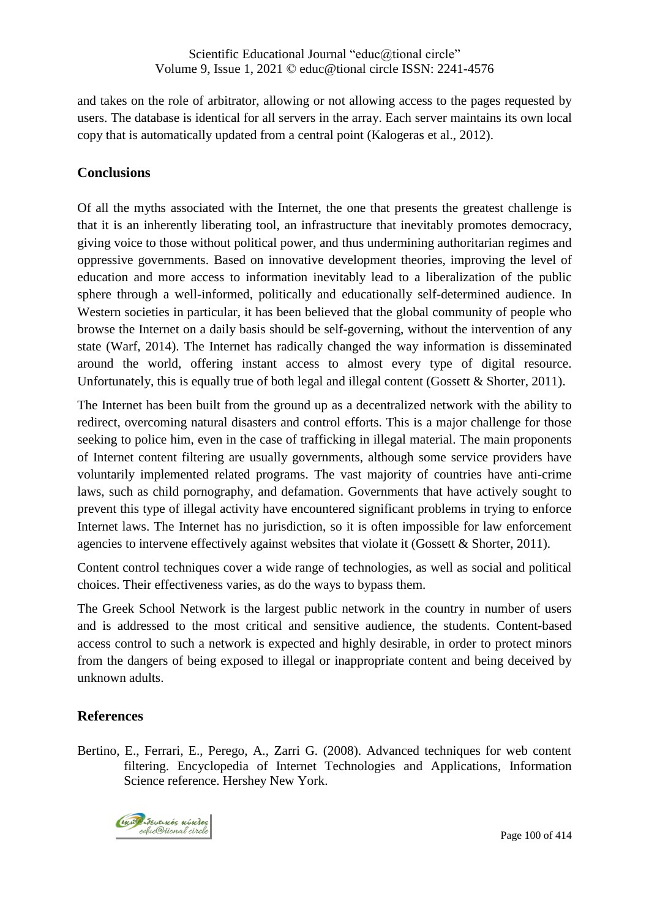and takes on the role of arbitrator, allowing or not allowing access to the pages requested by users. The database is identical for all servers in the array. Each server maintains its own local copy that is automatically updated from a central point (Kalogeras et al., 2012).

## Conclusions

Of all the myths associated with the Internet, the one that presents the greatest challenge is that it is an inherently liberating tool, an infrastructure that inevitably promotes democracy, giving voice to those without political power, and thus undermining authoritarian regimes and oppressive governments. Based on innovative development theories, improving the level of education and more access to information inevitably lead to a liberalization of the public sphere through a well-informed, politically and educationally self-determined audience. In Western societies in particular, it has been believed that the global community of people who browse the Internet on a daily basis should be self-governing, without the intervention of any state (Warf, 2014). The Internet has radically changed the way information is disseminated around the world, offering instant access to almost every type of digital resource. Unfortunately, this is equally true of both legal and illegal content (Gossett & Shorter, 2011).

The Internet has been built from the ground up as a decentralized network with the ability to redirect, overcoming natural disasters and control efforts. This is a major challenge for those seeking to police him, even in the case of trafficking in illegal material. The main proponents of Internet content filtering are usually governments, although some service providers have voluntarily implemented related programs. The vast majority of countries have anti-crime laws, such as child pornography, and defamation. Governments that have actively sought to prevent this type of illegal activity have encountered significant problems in trying to enforce Internet laws. The Internet has no jurisdiction, so it is often impossible for law enforcement agencies to intervene effectively against websites that violate it (Gossett & Shorter, 2011).

Content control techniques cover a wide range of technologies, as well as social and political choices. Their effectiveness varies, as do the ways to bypass them.

The Greek School Network is the largest public network in the country in number of users and is addressed to the most critical and sensitive audience, the students. Content-based access control to such a network is expected and highly desirable, in order to protect minors from the dangers of being exposed to illegal or inappropriate content and being deceived by unknown adults.

## References

Bertino, E., Ferrari, E., Perego, A., Zarri G. (2008). Advanced techniques for web content filtering. Encyclopedia of Internet Technologies and Applications, Information Science reference. Hershey New York.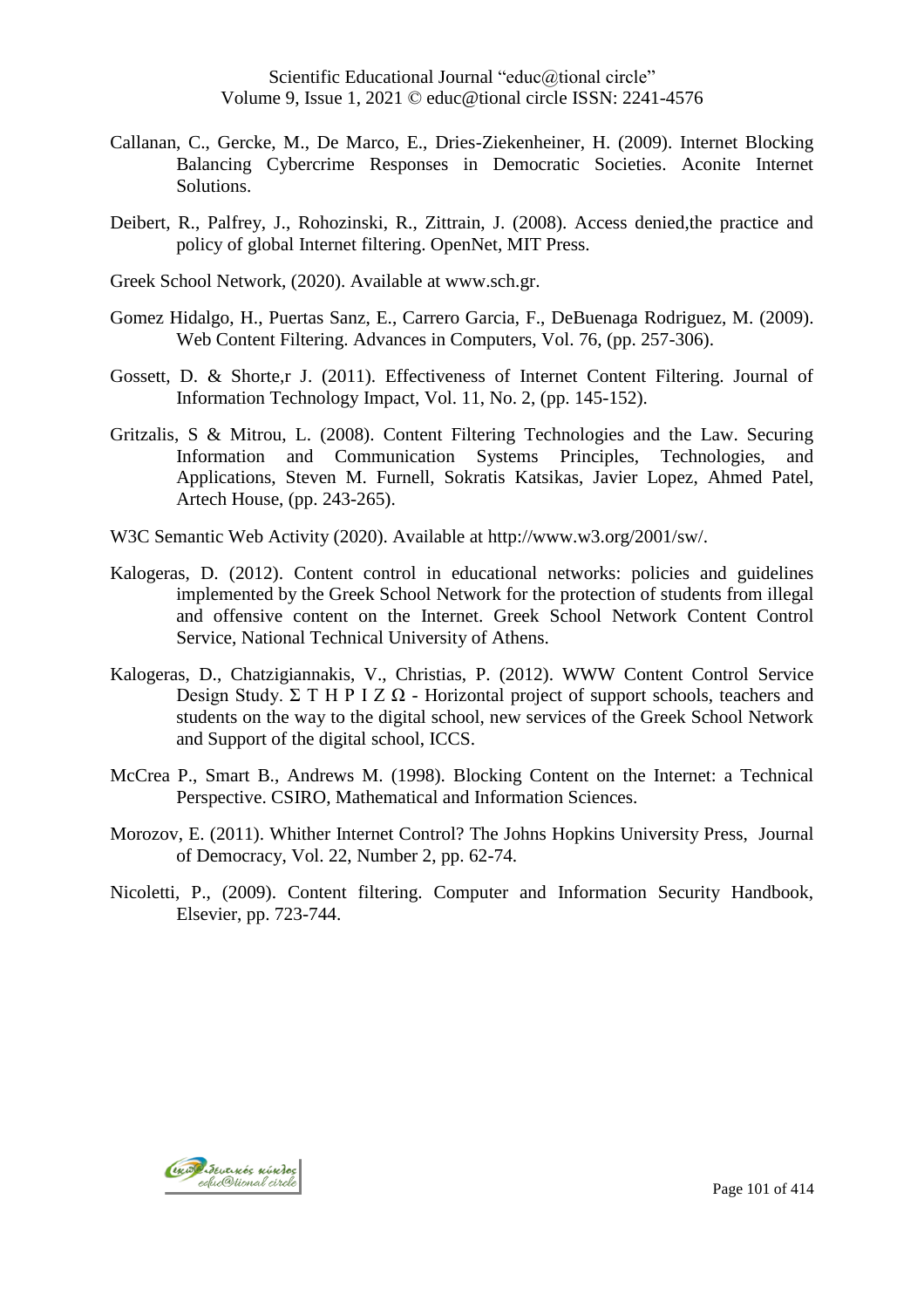Callanan, C., Gercke, M., De Marco, E., Dries-Ziekenheiner, H. (2009). Internet Blocking Balancing Cybercrime Responses in Democratic Societies. Aconite Internet Solutions.

Deibert, R., Palfrey, J., Rohozinski, R., Zittrain, J. (2008). Access denied,the practice and policy of global Internet filtering. OpenNet, MIT Press.

Greek School Network, (2020). Available at www.sch.gr.

Gomez Hidalgo, H., Puertas Sanz, E., Carrero Garcia, F., DeBuenaga Rodriguez, M. (2009). Web Content Filtering. Advances in Computers, Vol. 76, (pp. 257-306).

Gossett, D. & Shorte,r J. (2011). Effectiveness of Internet Content Filtering. Journal of Information Technology Impact, Vol. 11, No. 2, (pp. 145-152).

Gritzalis, S & Mitrou, L. (2008). Content Filtering Technologies and the Law. Securing Information and Communication Systems Principles, Technologies, and Applications, Steven M. Furnell, Sokratis Katsikas, Javier Lopez, Ahmed Patel, Artech House, (pp. 243-265).

W3C Semantic Web Activity (2020). Available at http://www.w3.org/2001/sw/.

Kalogeras, D. (2012). Content control in educational networks: policies and guidelines implemented by the Greek School Network for the protection of students from illegal and offensive content on the Internet. Greek School Network Content Control Service, National Technical University of Athens.

Kalogeras, D., Chatzigiannakis, V., Christias, P. (2012). WWW Content Control Service Design Study. Σ Τ Η Ρ Ι Ζ Ω - Horizontal project of support schools, teachers and students on the way to the digital school, new services of the Greek School Network and Support of the digital school, ICCS.

McCrea P., Smart B., Andrews M. (1998). Blocking Content on the Internet: a Technical Perspective. CSIRO, Mathematical and Information Sciences.

Morozov, E. (2011). Whither Internet Control? The Johns Hopkins University Press, Journal of Democracy, Vol. 22, Number 2, pp. 62-74.

Nicoletti, P., (2009). Content filtering. Computer and Information Security Handbook, Elsevier, pp. 723-744.